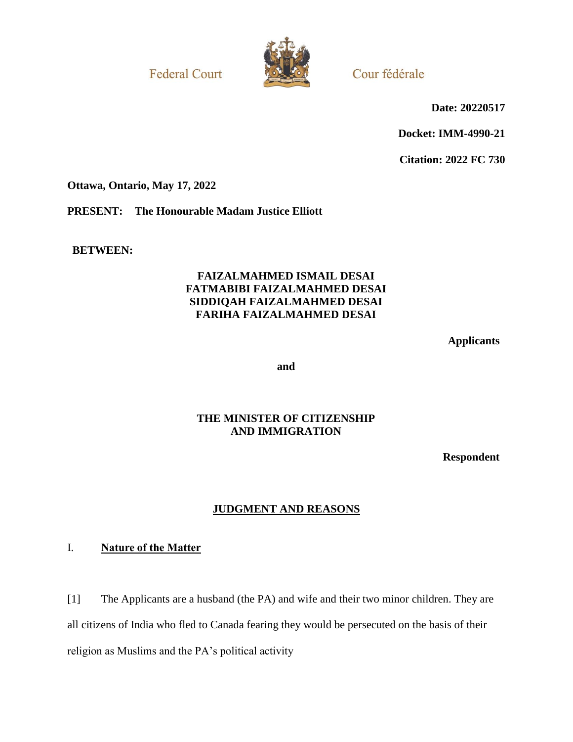Federal Court

Cour fédérale

**Date: 20220517**

**Docket: IMM-4990-21**

**Citation: 2022 FC 730**

**Ottawa, Ontario, May 17, 2022**

**PRESENT: The Honourable Madam Justice Elliott**

**BETWEEN:**

**FAIZALMAHMED ISMAIL DESAI**
**FATMABIBI FAIZALMAHMED DESAI**
**SIDDIQAH FAIZALMAHMED DESAI**
**FARIHA FAIZALMAHMED DESAI**

**Applicants**

**and**

**THE MINISTER OF CITIZENSHIP AND IMMIGRATION**

**Respondent**

## JUDGMENT AND REASONS

## I. Nature of the Matter

[1] The Applicants are a husband (the PA) and wife and their two minor children. They are all citizens of India who fled to Canada fearing they would be persecuted on the basis of their religion as Muslims and the PA's political activity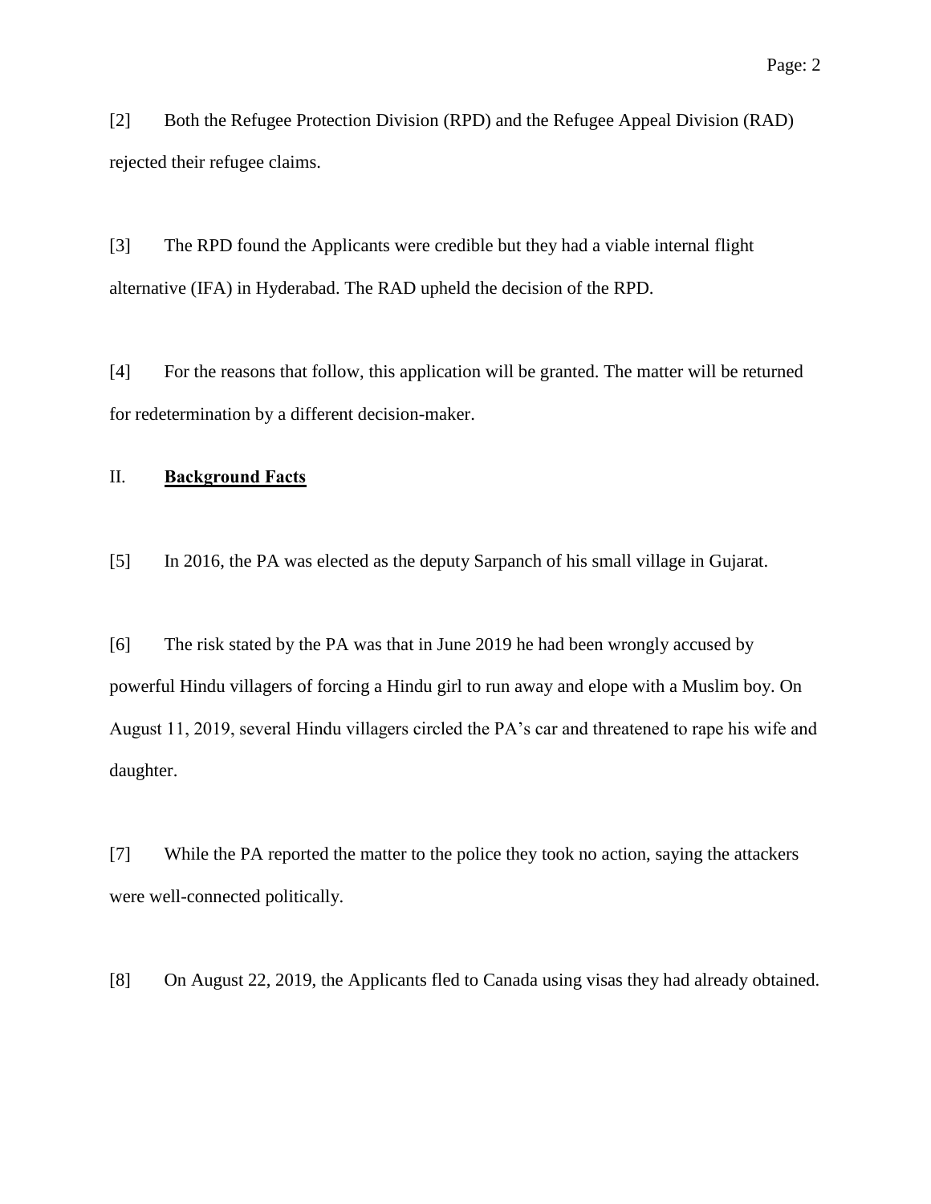[2] Both the Refugee Protection Division (RPD) and the Refugee Appeal Division (RAD) rejected their refugee claims.

[3] The RPD found the Applicants were credible but they had a viable internal flight alternative (IFA) in Hyderabad. The RAD upheld the decision of the RPD.

[4] For the reasons that follow, this application will be granted. The matter will be returned for redetermination by a different decision-maker.

## II. **Background Facts**

[5] In 2016, the PA was elected as the deputy Sarpanch of his small village in Gujarat.

[6] The risk stated by the PA was that in June 2019 he had been wrongly accused by powerful Hindu villagers of forcing a Hindu girl to run away and elope with a Muslim boy. On August 11, 2019, several Hindu villagers circled the PA's car and threatened to rape his wife and daughter.

[7] While the PA reported the matter to the police they took no action, saying the attackers were well-connected politically.

[8] On August 22, 2019, the Applicants fled to Canada using visas they had already obtained.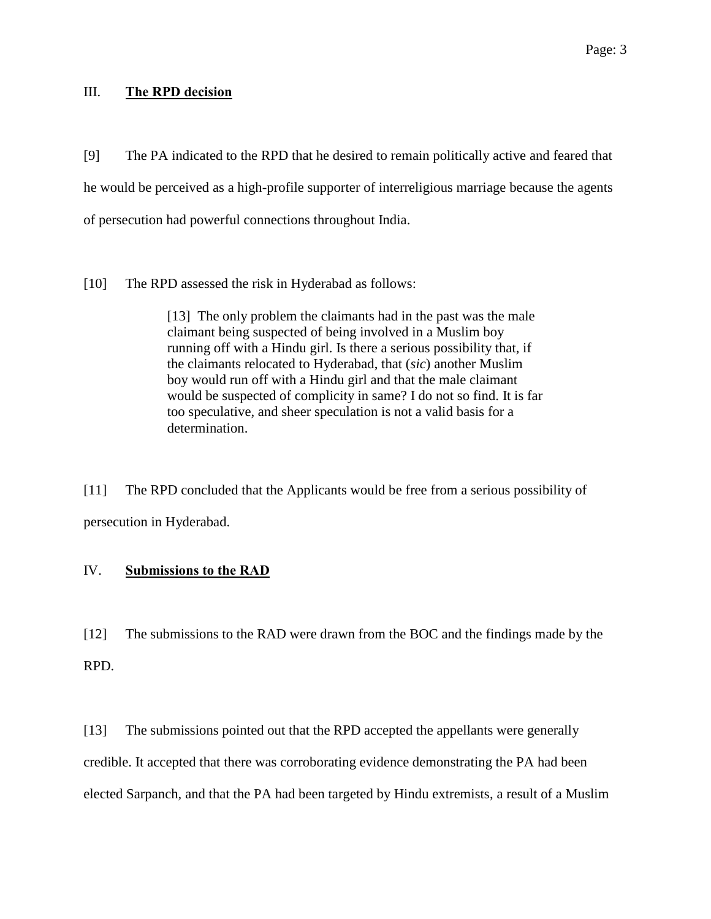## III. **The RPD decision**

[9] The PA indicated to the RPD that he desired to remain politically active and feared that he would be perceived as a high-profile supporter of interreligious marriage because the agents of persecution had powerful connections throughout India.

[10] The RPD assessed the risk in Hyderabad as follows:

> [13] The only problem the claimants had in the past was the male claimant being suspected of being involved in a Muslim boy running off with a Hindu girl. Is there a serious possibility that, if the claimants relocated to Hyderabad, that (*sic*) another Muslim boy would run off with a Hindu girl and that the male claimant would be suspected of complicity in same? I do not so find. It is far too speculative, and sheer speculation is not a valid basis for a determination.

[11] The RPD concluded that the Applicants would be free from a serious possibility of persecution in Hyderabad.

## IV. **Submissions to the RAD**

[12] The submissions to the RAD were drawn from the BOC and the findings made by the RPD.

[13] The submissions pointed out that the RPD accepted the appellants were generally credible. It accepted that there was corroborating evidence demonstrating the PA had been elected Sarpanch, and that the PA had been targeted by Hindu extremists, a result of a Muslim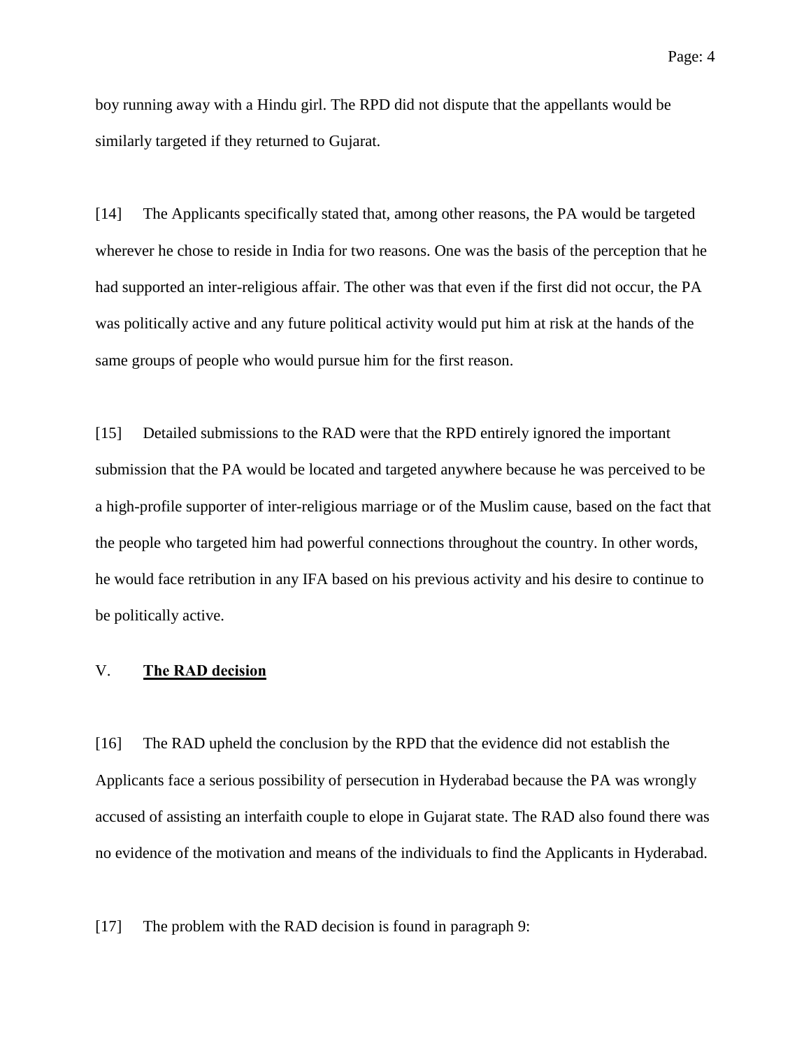boy running away with a Hindu girl. The RPD did not dispute that the appellants would be similarly targeted if they returned to Gujarat.

[14] The Applicants specifically stated that, among other reasons, the PA would be targeted wherever he chose to reside in India for two reasons. One was the basis of the perception that he had supported an inter-religious affair. The other was that even if the first did not occur, the PA was politically active and any future political activity would put him at risk at the hands of the same groups of people who would pursue him for the first reason.

[15] Detailed submissions to the RAD were that the RPD entirely ignored the important submission that the PA would be located and targeted anywhere because he was perceived to be a high-profile supporter of inter-religious marriage or of the Muslim cause, based on the fact that the people who targeted him had powerful connections throughout the country. In other words, he would face retribution in any IFA based on his previous activity and his desire to continue to be politically active.

## V. **The RAD decision**

[16] The RAD upheld the conclusion by the RPD that the evidence did not establish the Applicants face a serious possibility of persecution in Hyderabad because the PA was wrongly accused of assisting an interfaith couple to elope in Gujarat state. The RAD also found there was no evidence of the motivation and means of the individuals to find the Applicants in Hyderabad.

[17] The problem with the RAD decision is found in paragraph 9: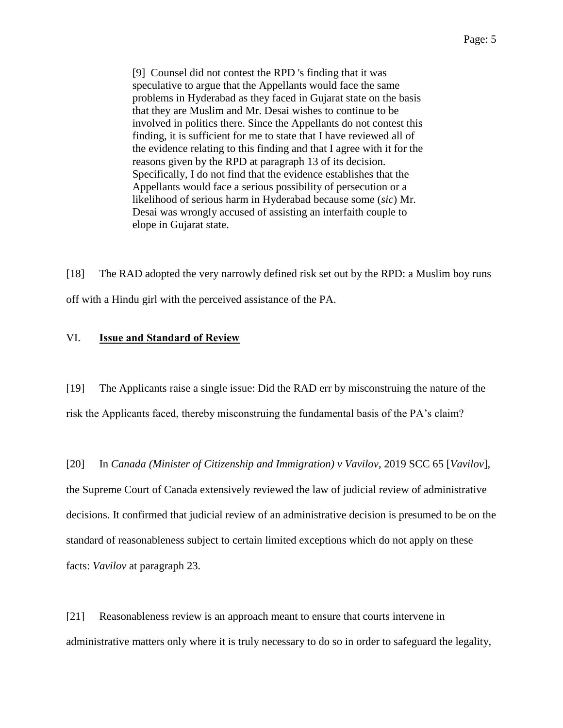> [9] Counsel did not contest the RPD 's finding that it was speculative to argue that the Appellants would face the same problems in Hyderabad as they faced in Gujarat state on the basis that they are Muslim and Mr. Desai wishes to continue to be involved in politics there. Since the Appellants do not contest this finding, it is sufficient for me to state that I have reviewed all of the evidence relating to this finding and that I agree with it for the reasons given by the RPD at paragraph 13 of its decision. Specifically, I do not find that the evidence establishes that the Appellants would face a serious possibility of persecution or a likelihood of serious harm in Hyderabad because some (*sic*) Mr. Desai was wrongly accused of assisting an interfaith couple to elope in Gujarat state.

[18] The RAD adopted the very narrowly defined risk set out by the RPD: a Muslim boy runs off with a Hindu girl with the perceived assistance of the PA.

## VI. **Issue and Standard of Review**

[19] The Applicants raise a single issue: Did the RAD err by misconstruing the nature of the risk the Applicants faced, thereby misconstruing the fundamental basis of the PA's claim?

[20] In *Canada (Minister of Citizenship and Immigration) v Vavilov*, 2019 SCC 65 [*Vavilov*], the Supreme Court of Canada extensively reviewed the law of judicial review of administrative decisions. It confirmed that judicial review of an administrative decision is presumed to be on the standard of reasonableness subject to certain limited exceptions which do not apply on these facts: *Vavilov* at paragraph 23.

[21] Reasonableness review is an approach meant to ensure that courts intervene in administrative matters only where it is truly necessary to do so in order to safeguard the legality,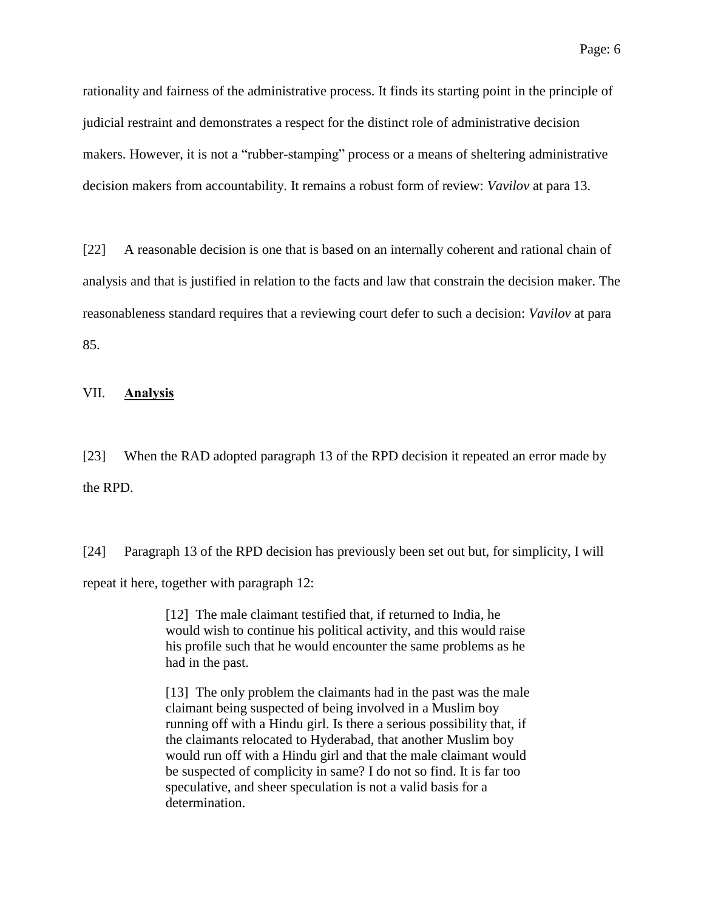rationality and fairness of the administrative process. It finds its starting point in the principle of judicial restraint and demonstrates a respect for the distinct role of administrative decision makers. However, it is not a "rubber-stamping" process or a means of sheltering administrative decision makers from accountability. It remains a robust form of review: *Vavilov* at para 13.

[22] A reasonable decision is one that is based on an internally coherent and rational chain of analysis and that is justified in relation to the facts and law that constrain the decision maker. The reasonableness standard requires that a reviewing court defer to such a decision: *Vavilov* at para 85.

## VII. **Analysis**

[23] When the RAD adopted paragraph 13 of the RPD decision it repeated an error made by the RPD.

[24] Paragraph 13 of the RPD decision has previously been set out but, for simplicity, I will repeat it here, together with paragraph 12:

> [12] The male claimant testified that, if returned to India, he would wish to continue his political activity, and this would raise his profile such that he would encounter the same problems as he had in the past.
>
> [13] The only problem the claimants had in the past was the male claimant being suspected of being involved in a Muslim boy running off with a Hindu girl. Is there a serious possibility that, if the claimants relocated to Hyderabad, that another Muslim boy would run off with a Hindu girl and that the male claimant would be suspected of complicity in same? I do not so find. It is far too speculative, and sheer speculation is not a valid basis for a determination.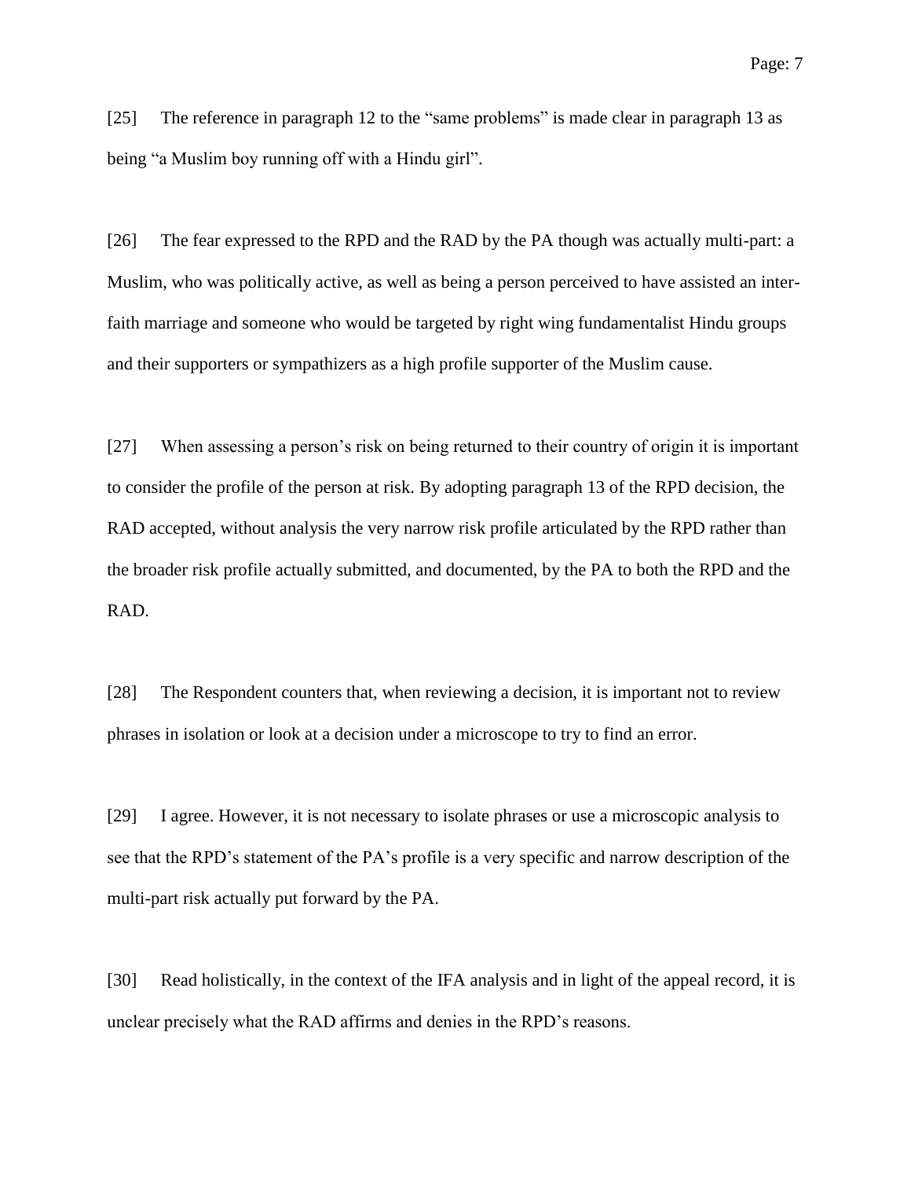[25] The reference in paragraph 12 to the "same problems" is made clear in paragraph 13 as being "a Muslim boy running off with a Hindu girl".

[26] The fear expressed to the RPD and the RAD by the PA though was actually multi-part: a Muslim, who was politically active, as well as being a person perceived to have assisted an inter-faith marriage and someone who would be targeted by right wing fundamentalist Hindu groups and their supporters or sympathizers as a high profile supporter of the Muslim cause.

[27] When assessing a person's risk on being returned to their country of origin it is important to consider the profile of the person at risk. By adopting paragraph 13 of the RPD decision, the RAD accepted, without analysis the very narrow risk profile articulated by the RPD rather than the broader risk profile actually submitted, and documented, by the PA to both the RPD and the RAD.

[28] The Respondent counters that, when reviewing a decision, it is important not to review phrases in isolation or look at a decision under a microscope to try to find an error.

[29] I agree. However, it is not necessary to isolate phrases or use a microscopic analysis to see that the RPD's statement of the PA's profile is a very specific and narrow description of the multi-part risk actually put forward by the PA.

[30] Read holistically, in the context of the IFA analysis and in light of the appeal record, it is unclear precisely what the RAD affirms and denies in the RPD's reasons.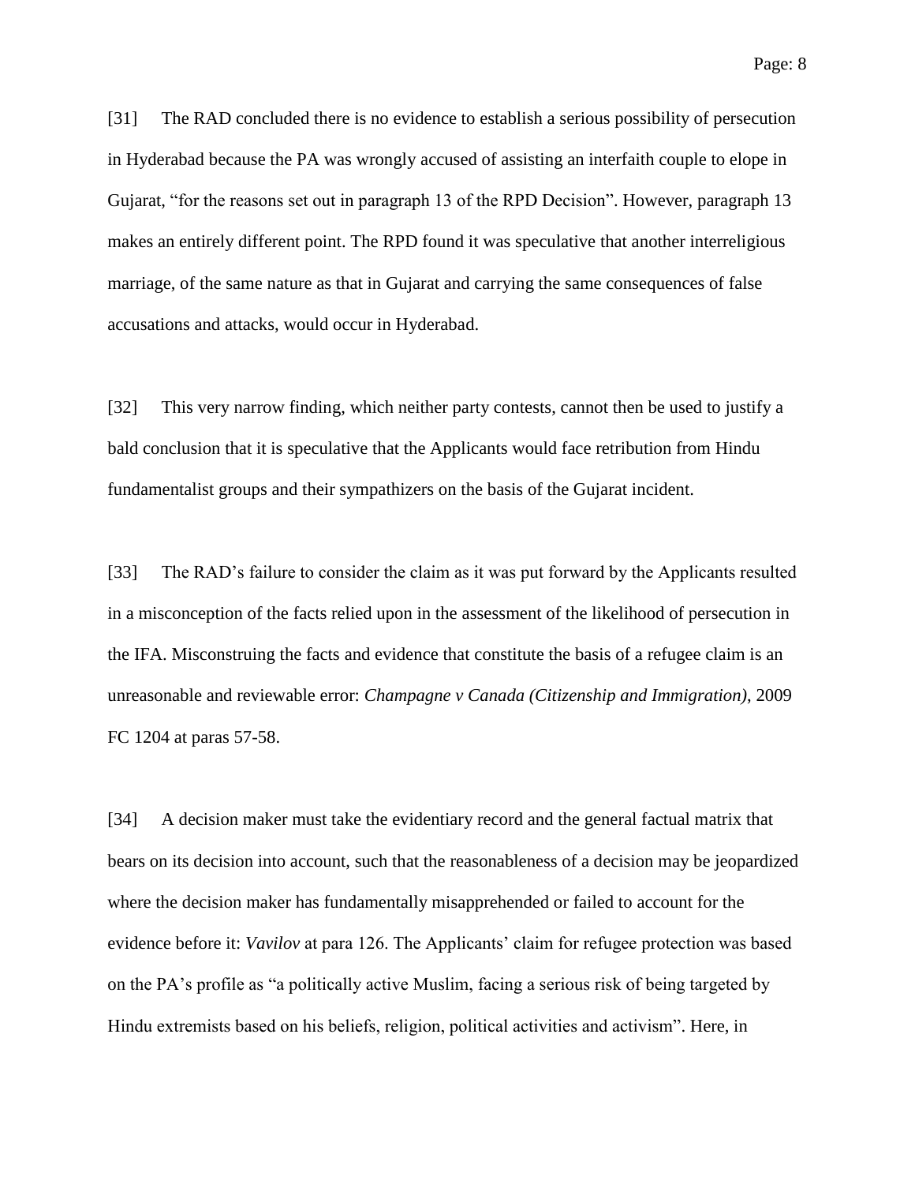[31] The RAD concluded there is no evidence to establish a serious possibility of persecution in Hyderabad because the PA was wrongly accused of assisting an interfaith couple to elope in Gujarat, "for the reasons set out in paragraph 13 of the RPD Decision". However, paragraph 13 makes an entirely different point. The RPD found it was speculative that another interreligious marriage, of the same nature as that in Gujarat and carrying the same consequences of false accusations and attacks, would occur in Hyderabad.

[32] This very narrow finding, which neither party contests, cannot then be used to justify a bald conclusion that it is speculative that the Applicants would face retribution from Hindu fundamentalist groups and their sympathizers on the basis of the Gujarat incident.

[33] The RAD's failure to consider the claim as it was put forward by the Applicants resulted in a misconception of the facts relied upon in the assessment of the likelihood of persecution in the IFA. Misconstruing the facts and evidence that constitute the basis of a refugee claim is an unreasonable and reviewable error: *Champagne v Canada (Citizenship and Immigration)*, 2009 FC 1204 at paras 57-58.

[34] A decision maker must take the evidentiary record and the general factual matrix that bears on its decision into account, such that the reasonableness of a decision may be jeopardized where the decision maker has fundamentally misapprehended or failed to account for the evidence before it: *Vavilov* at para 126. The Applicants' claim for refugee protection was based on the PA's profile as "a politically active Muslim, facing a serious risk of being targeted by Hindu extremists based on his beliefs, religion, political activities and activism". Here, in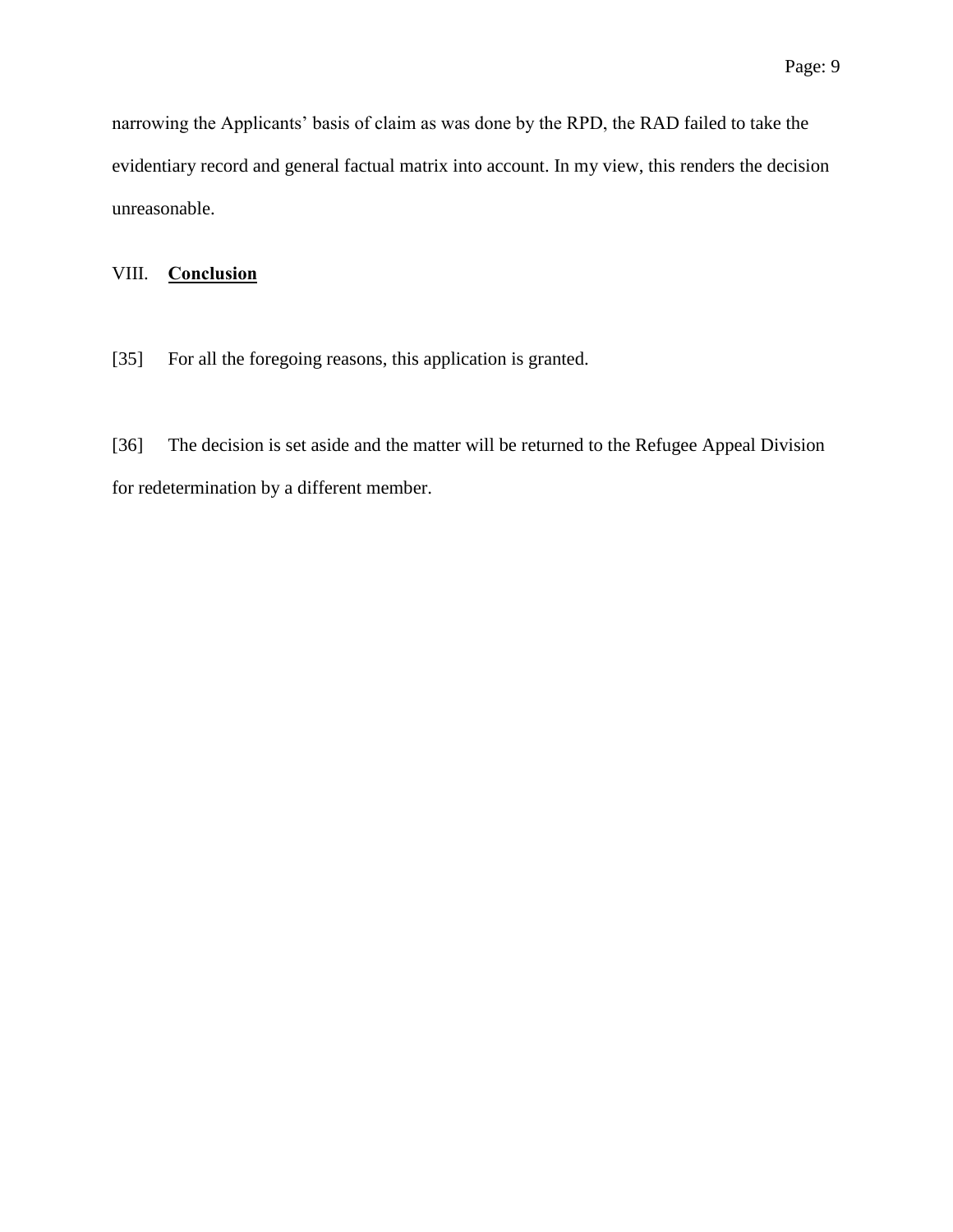narrowing the Applicants' basis of claim as was done by the RPD, the RAD failed to take the evidentiary record and general factual matrix into account. In my view, this renders the decision unreasonable.

## VIII. **Conclusion**

[35] For all the foregoing reasons, this application is granted.

[36] The decision is set aside and the matter will be returned to the Refugee Appeal Division for redetermination by a different member.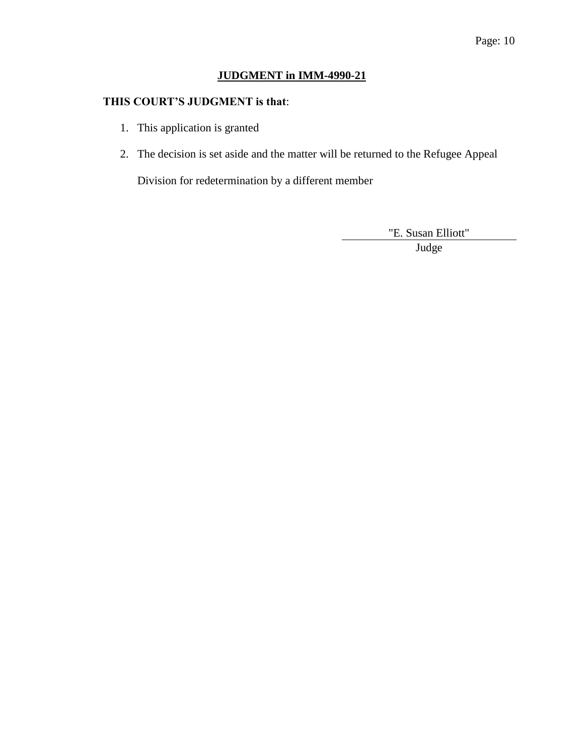## JUDGMENT in IMM-4990-21

**THIS COURT'S JUDGMENT is that**:

1. This application is granted
2. The decision is set aside and the matter will be returned to the Refugee Appeal Division for redetermination by a different member

"E. Susan Elliott"

Judge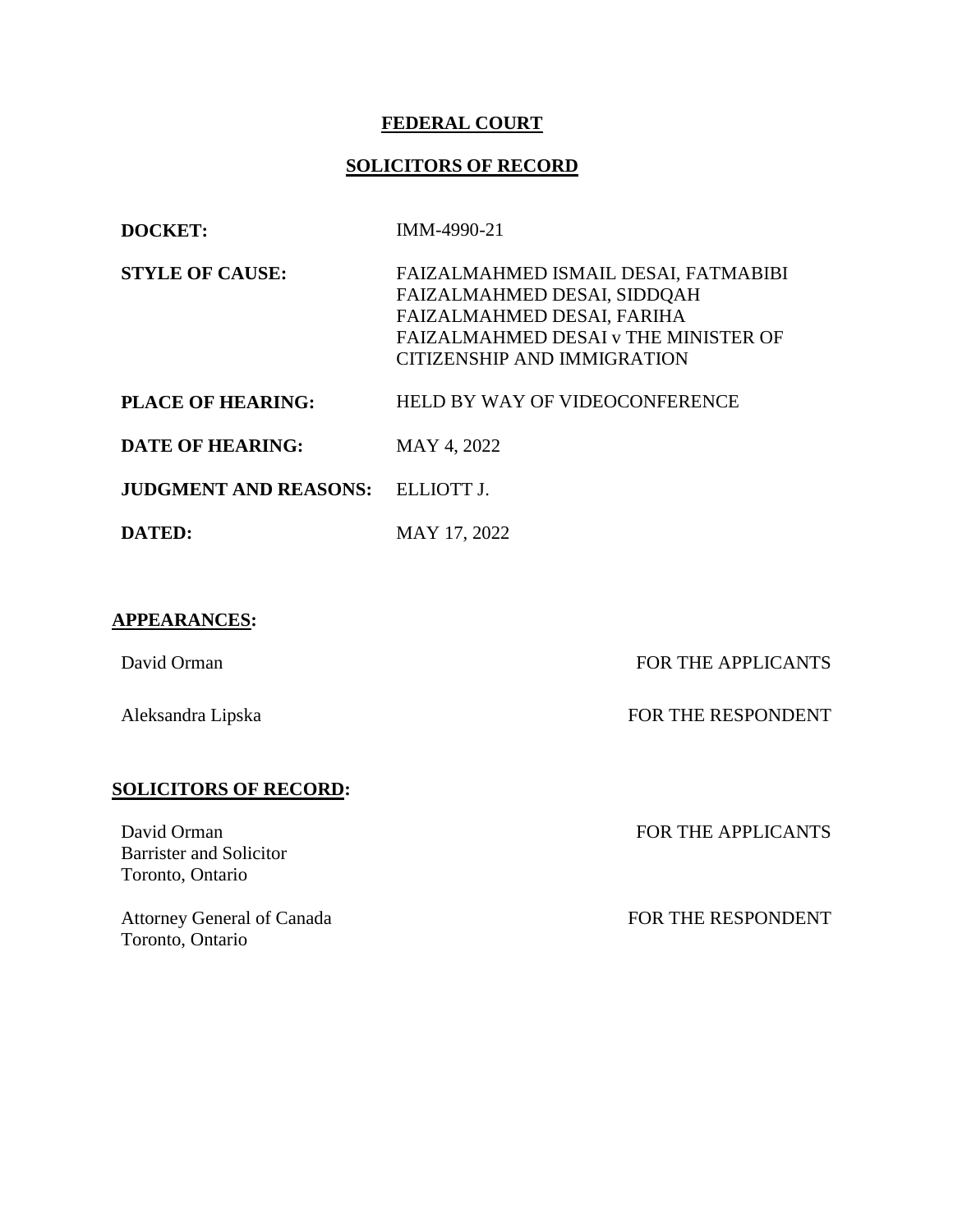**FEDERAL COURT**

**SOLICITORS OF RECORD**

| | |
|---|---|
| **DOCKET:** | IMM-4990-21 |
| **STYLE OF CAUSE:** | FAIZALMAHMED ISMAIL DESAI, FATMABIBI FAIZALMAHMED DESAI, SIDDQAH FAIZALMAHMED DESAI, FARIHA FAIZALMAHMED DESAI v THE MINISTER OF CITIZENSHIP AND IMMIGRATION |
| **PLACE OF HEARING:** | HELD BY WAY OF VIDEOCONFERENCE |
| **DATE OF HEARING:** | MAY 4, 2022 |
| **JUDGMENT AND REASONS:** | ELLIOTT J. |
| **DATED:** | MAY 17, 2022 |

**APPEARANCES:**

| | |
|---|---|
| David Orman | FOR THE APPLICANTS |
| Aleksandra Lipska | FOR THE RESPONDENT |

**SOLICITORS OF RECORD:**

| | |
|---|---|
| David Orman<br>Barrister and Solicitor<br>Toronto, Ontario | FOR THE APPLICANTS |
| Attorney General of Canada<br>Toronto, Ontario | FOR THE RESPONDENT |